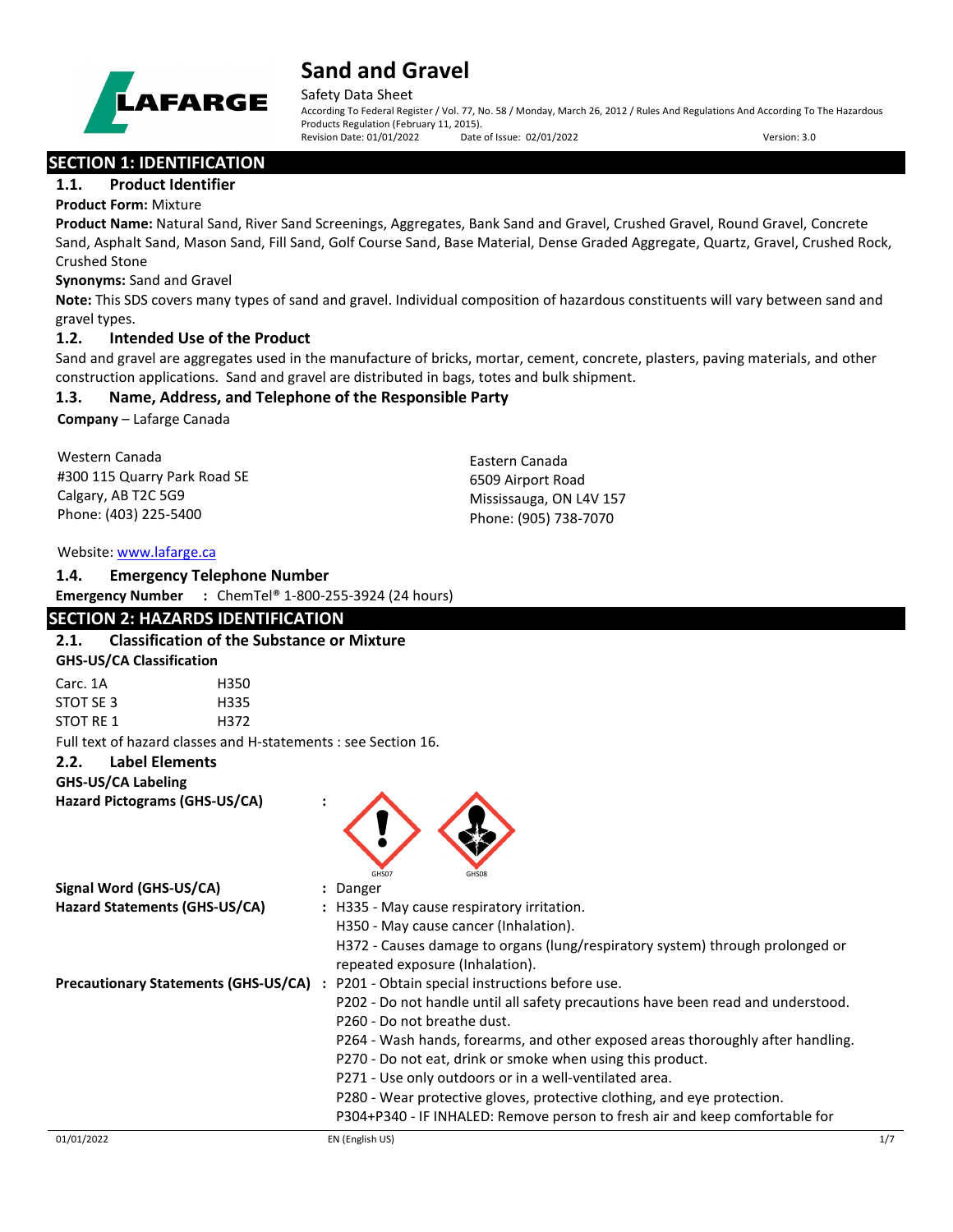# Sand and Gravel

Safety Data Sheet

According To Federal Register / Vol. 77, No. 58 / Monday, March 26, 2012 / Rules And Regulations And According To The Hazardous Products Regulation (February 11, 2015).

Revision Date: 01/01/2022 Date of Issue: 02/01/2022 Version: 3.0

## SECTION 1: IDENTIFICATION

### 1.1. Product Identifier

**Product Form:** Mixture

**Product Name:** Natural Sand, River Sand Screenings, Aggregates, Bank Sand and Gravel, Crushed Gravel, Round Gravel, Concrete Sand, Asphalt Sand, Mason Sand, Fill Sand, Golf Course Sand, Base Material, Dense Graded Aggregate, Quartz, Gravel, Crushed Rock, Crushed Stone

**Synonyms:** Sand and Gravel

**Note:** This SDS covers many types of sand and gravel. Individual composition of hazardous constituents will vary between sand and gravel types.

### 1.2. Intended Use of the Product

Sand and gravel are aggregates used in the manufacture of bricks, mortar, cement, concrete, plasters, paving materials, and other construction applications. Sand and gravel are distributed in bags, totes and bulk shipment.

### 1.3. Name, Address, and Telephone of the Responsible Party

**Company** – Lafarge Canada

Western Canada
#300 115 Quarry Park Road SE
Calgary, AB T2C 5G9
Phone: (403) 225-5400

Eastern Canada
6509 Airport Road
Mississauga, ON L4V 157
Phone: (905) 738-7070

Website: www.lafarge.ca

### 1.4. Emergency Telephone Number

**Emergency Number :** ChemTel® 1-800-255-3924 (24 hours)

## SECTION 2: HAZARDS IDENTIFICATION

### 2.1. Classification of the Substance or Mixture

**GHS-US/CA Classification**

| | |
|---|---|
| Carc. 1A | H350 |
| STOT SE 3 | H335 |
| STOT RE 1 | H372 |

Full text of hazard classes and H-statements : see Section 16.

### 2.2. Label Elements

**GHS-US/CA Labeling**

**Hazard Pictograms (GHS-US/CA) :**

GHS07 GHS08

**Signal Word (GHS-US/CA) :** Danger

**Hazard Statements (GHS-US/CA) :** H335 - May cause respiratory irritation.
H350 - May cause cancer (Inhalation).
H372 - Causes damage to organs (lung/respiratory system) through prolonged or repeated exposure (Inhalation).

**Precautionary Statements (GHS-US/CA) :** P201 - Obtain special instructions before use.
P202 - Do not handle until all safety precautions have been read and understood.
P260 - Do not breathe dust.
P264 - Wash hands, forearms, and other exposed areas thoroughly after handling.
P270 - Do not eat, drink or smoke when using this product.
P271 - Use only outdoors or in a well-ventilated area.
P280 - Wear protective gloves, protective clothing, and eye protection.
P304+P340 - IF INHALED: Remove person to fresh air and keep comfortable for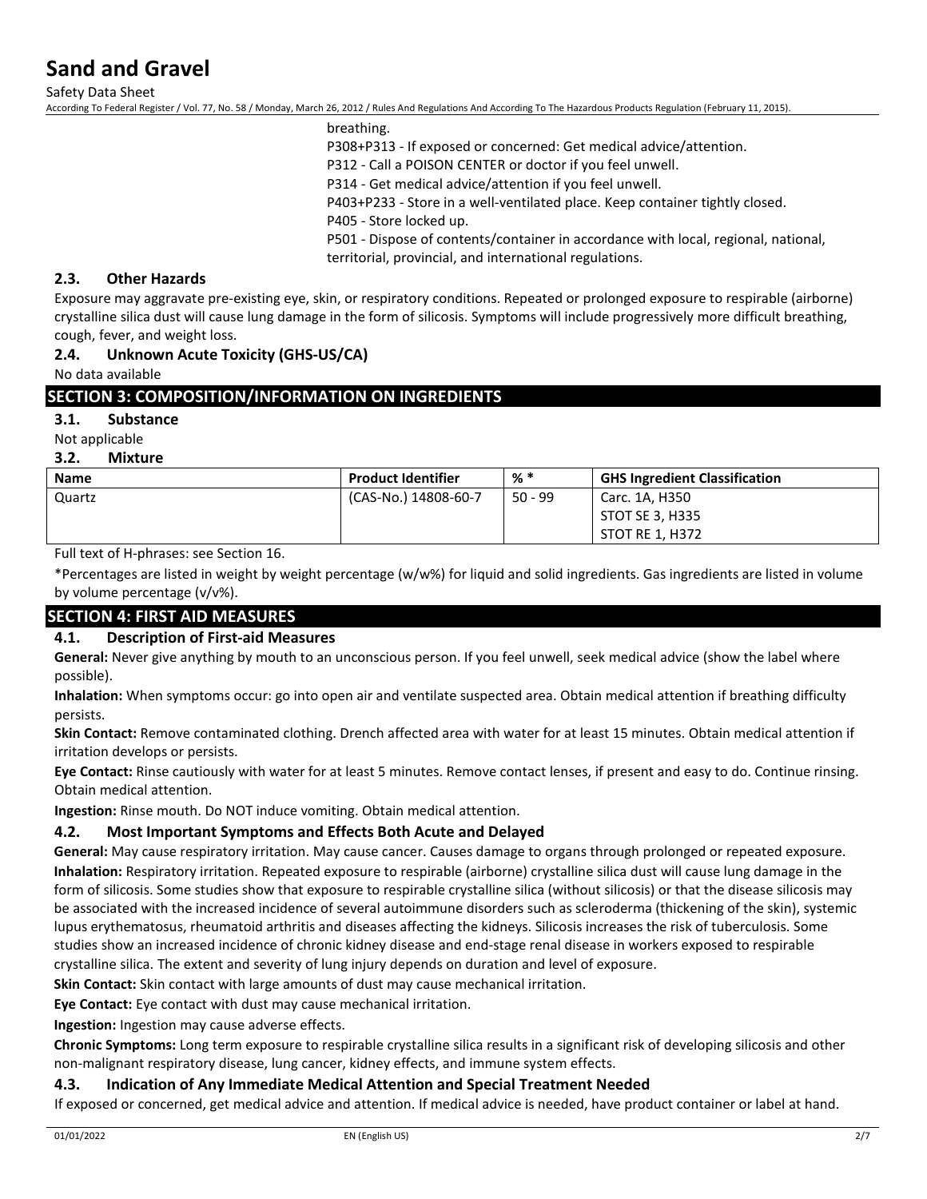breathing.

P308+P313 - If exposed or concerned: Get medical advice/attention.

P312 - Call a POISON CENTER or doctor if you feel unwell.

P314 - Get medical advice/attention if you feel unwell.

P403+P233 - Store in a well-ventilated place. Keep container tightly closed.

P405 - Store locked up.

P501 - Dispose of contents/container in accordance with local, regional, national, territorial, provincial, and international regulations.

### 2.3. Other Hazards

Exposure may aggravate pre-existing eye, skin, or respiratory conditions. Repeated or prolonged exposure to respirable (airborne) crystalline silica dust will cause lung damage in the form of silicosis. Symptoms will include progressively more difficult breathing, cough, fever, and weight loss.

### 2.4. Unknown Acute Toxicity (GHS-US/CA)

No data available

## SECTION 3: COMPOSITION/INFORMATION ON INGREDIENTS

### 3.1. Substance

Not applicable

### 3.2. Mixture

| Name | Product Identifier | % * | GHS Ingredient Classification |
|---|---|---|---|
| Quartz | (CAS-No.) 14808-60-7 | 50 - 99 | Carc. 1A, H350<br>STOT SE 3, H335<br>STOT RE 1, H372 |

Full text of H-phrases: see Section 16.

*Percentages are listed in weight by weight percentage (w/w%) for liquid and solid ingredients. Gas ingredients are listed in volume by volume percentage (v/v%).

## SECTION 4: FIRST AID MEASURES

### 4.1. Description of First-aid Measures

**General:** Never give anything by mouth to an unconscious person. If you feel unwell, seek medical advice (show the label where possible).

**Inhalation:** When symptoms occur: go into open air and ventilate suspected area. Obtain medical attention if breathing difficulty persists.

**Skin Contact:** Remove contaminated clothing. Drench affected area with water for at least 15 minutes. Obtain medical attention if irritation develops or persists.

**Eye Contact:** Rinse cautiously with water for at least 5 minutes. Remove contact lenses, if present and easy to do. Continue rinsing. Obtain medical attention.

**Ingestion:** Rinse mouth. Do NOT induce vomiting. Obtain medical attention.

### 4.2. Most Important Symptoms and Effects Both Acute and Delayed

**General:** May cause respiratory irritation. May cause cancer. Causes damage to organs through prolonged or repeated exposure.

**Inhalation:** Respiratory irritation. Repeated exposure to respirable (airborne) crystalline silica dust will cause lung damage in the form of silicosis. Some studies show that exposure to respirable crystalline silica (without silicosis) or that the disease silicosis may be associated with the increased incidence of several autoimmune disorders such as scleroderma (thickening of the skin), systemic lupus erythematosus, rheumatoid arthritis and diseases affecting the kidneys. Silicosis increases the risk of tuberculosis. Some studies show an increased incidence of chronic kidney disease and end-stage renal disease in workers exposed to respirable crystalline silica. The extent and severity of lung injury depends on duration and level of exposure.

**Skin Contact:** Skin contact with large amounts of dust may cause mechanical irritation.

**Eye Contact:** Eye contact with dust may cause mechanical irritation.

**Ingestion:** Ingestion may cause adverse effects.

**Chronic Symptoms:** Long term exposure to respirable crystalline silica results in a significant risk of developing silicosis and other non-malignant respiratory disease, lung cancer, kidney effects, and immune system effects.

### 4.3. Indication of Any Immediate Medical Attention and Special Treatment Needed

If exposed or concerned, get medical advice and attention. If medical advice is needed, have product container or label at hand.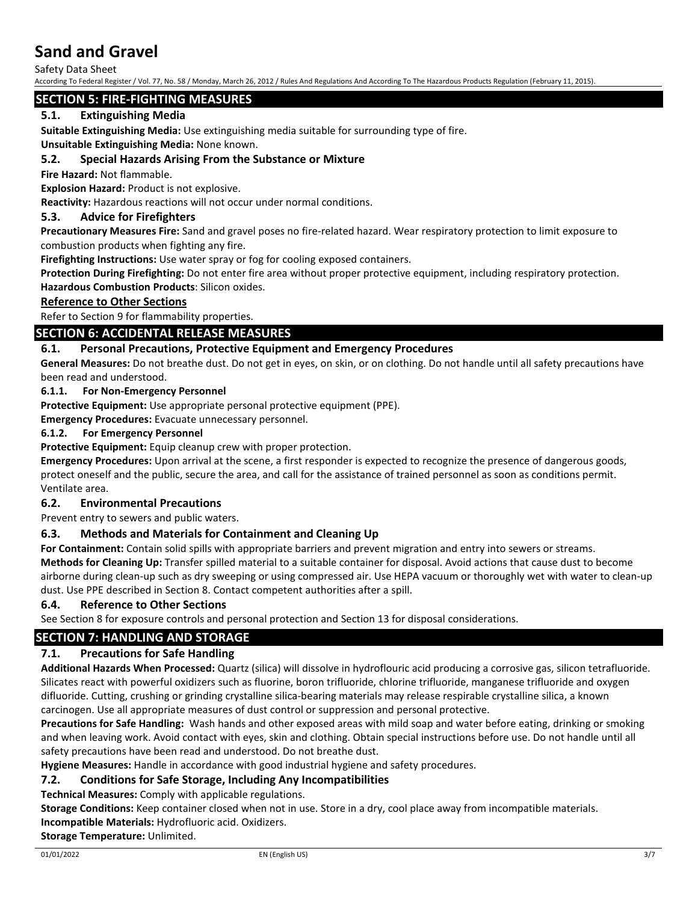## SECTION 5: FIRE-FIGHTING MEASURES

### 5.1. Extinguishing Media

**Suitable Extinguishing Media:** Use extinguishing media suitable for surrounding type of fire.

**Unsuitable Extinguishing Media:** None known.

### 5.2. Special Hazards Arising From the Substance or Mixture

**Fire Hazard:** Not flammable.

**Explosion Hazard:** Product is not explosive.

**Reactivity:** Hazardous reactions will not occur under normal conditions.

### 5.3. Advice for Firefighters

**Precautionary Measures Fire:** Sand and gravel poses no fire-related hazard. Wear respiratory protection to limit exposure to combustion products when fighting any fire.

**Firefighting Instructions:** Use water spray or fog for cooling exposed containers.

**Protection During Firefighting:** Do not enter fire area without proper protective equipment, including respiratory protection.

**Hazardous Combustion Products**: Silicon oxides.

### Reference to Other Sections

Refer to Section 9 for flammability properties.

## SECTION 6: ACCIDENTAL RELEASE MEASURES

### 6.1. Personal Precautions, Protective Equipment and Emergency Procedures

**General Measures:** Do not breathe dust. Do not get in eyes, on skin, or on clothing. Do not handle until all safety precautions have been read and understood.

#### 6.1.1. For Non-Emergency Personnel

**Protective Equipment:** Use appropriate personal protective equipment (PPE).

**Emergency Procedures:** Evacuate unnecessary personnel.

#### 6.1.2. For Emergency Personnel

**Protective Equipment:** Equip cleanup crew with proper protection.

**Emergency Procedures:** Upon arrival at the scene, a first responder is expected to recognize the presence of dangerous goods, protect oneself and the public, secure the area, and call for the assistance of trained personnel as soon as conditions permit. Ventilate area.

### 6.2. Environmental Precautions

Prevent entry to sewers and public waters.

### 6.3. Methods and Materials for Containment and Cleaning Up

**For Containment:** Contain solid spills with appropriate barriers and prevent migration and entry into sewers or streams.

**Methods for Cleaning Up:** Transfer spilled material to a suitable container for disposal. Avoid actions that cause dust to become airborne during clean-up such as dry sweeping or using compressed air. Use HEPA vacuum or thoroughly wet with water to clean-up dust. Use PPE described in Section 8. Contact competent authorities after a spill.

### 6.4. Reference to Other Sections

See Section 8 for exposure controls and personal protection and Section 13 for disposal considerations.

## SECTION 7: HANDLING AND STORAGE

### 7.1. Precautions for Safe Handling

**Additional Hazards When Processed:** Quartz (silica) will dissolve in hydroflouric acid producing a corrosive gas, silicon tetrafluoride. Silicates react with powerful oxidizers such as fluorine, boron trifluoride, chlorine trifluoride, manganese trifluoride and oxygen difluoride. Cutting, crushing or grinding crystalline silica-bearing materials may release respirable crystalline silica, a known carcinogen. Use all appropriate measures of dust control or suppression and personal protective.

**Precautions for Safe Handling:** Wash hands and other exposed areas with mild soap and water before eating, drinking or smoking and when leaving work. Avoid contact with eyes, skin and clothing. Obtain special instructions before use. Do not handle until all safety precautions have been read and understood. Do not breathe dust.

**Hygiene Measures:** Handle in accordance with good industrial hygiene and safety procedures.

### 7.2. Conditions for Safe Storage, Including Any Incompatibilities

**Technical Measures:** Comply with applicable regulations.

**Storage Conditions:** Keep container closed when not in use. Store in a dry, cool place away from incompatible materials.

**Incompatible Materials:** Hydrofluoric acid. Oxidizers.

**Storage Temperature:** Unlimited.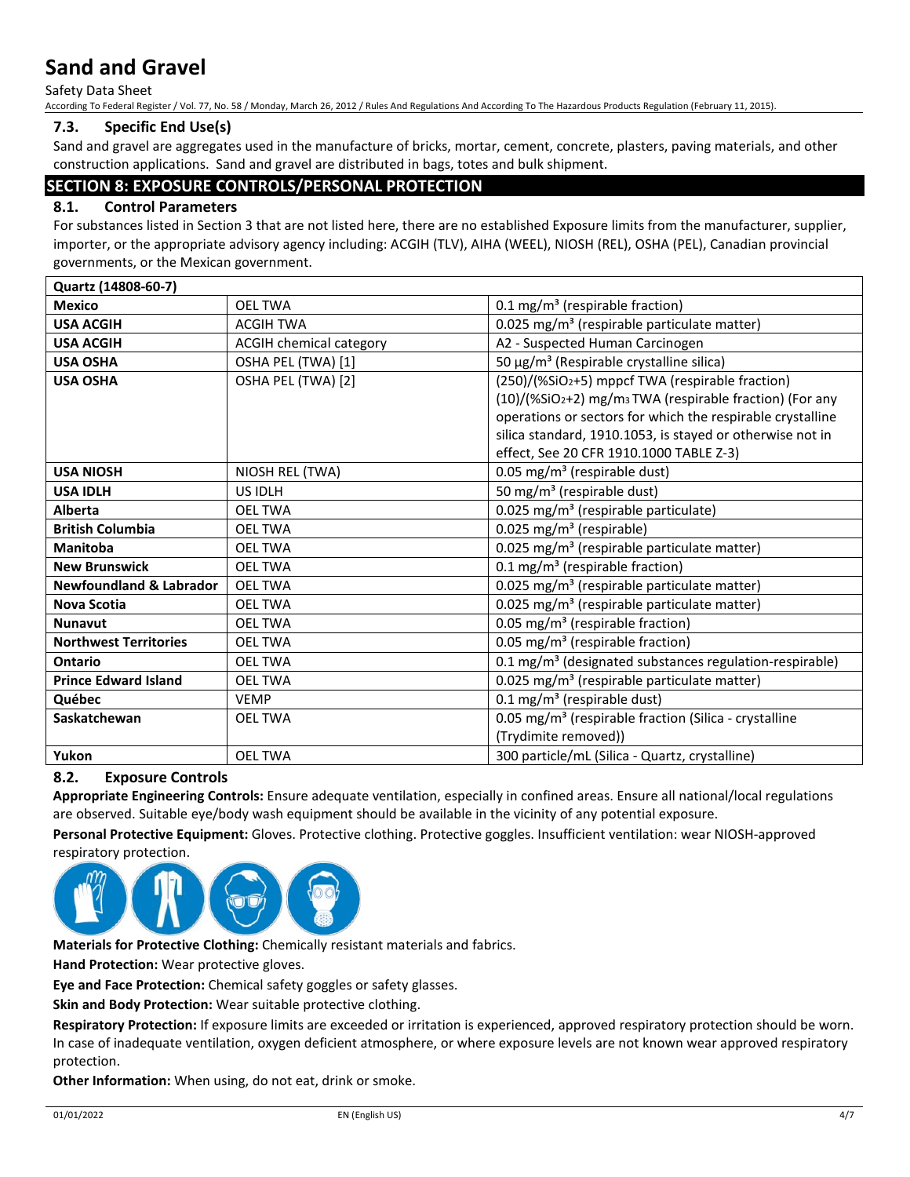### 7.3. Specific End Use(s)

Sand and gravel are aggregates used in the manufacture of bricks, mortar, cement, concrete, plasters, paving materials, and other construction applications. Sand and gravel are distributed in bags, totes and bulk shipment.

## SECTION 8: EXPOSURE CONTROLS/PERSONAL PROTECTION

### 8.1. Control Parameters

For substances listed in Section 3 that are not listed here, there are no established Exposure limits from the manufacturer, supplier, importer, or the appropriate advisory agency including: ACGIH (TLV), AIHA (WEEL), NIOSH (REL), OSHA (PEL), Canadian provincial governments, or the Mexican government.

| Quartz (14808-60-7) | | |
|---|---|---|
| **Mexico** | OEL TWA | 0.1 mg/m³ (respirable fraction) |
| **USA ACGIH** | ACGIH TWA | 0.025 mg/m³ (respirable particulate matter) |
| **USA ACGIH** | ACGIH chemical category | A2 - Suspected Human Carcinogen |
| **USA OSHA** | OSHA PEL (TWA) [1] | 50 µg/m³ (Respirable crystalline silica) |
| **USA OSHA** | OSHA PEL (TWA) [2] | (250)/(%$SiO_2$+5) mppcf TWA (respirable fraction) (10)/(%$SiO_2$+2) mg/$m_3$ TWA (respirable fraction) (For any operations or sectors for which the respirable crystalline silica standard, 1910.1053, is stayed or otherwise not in effect, See 20 CFR 1910.1000 TABLE Z-3) |
| **USA NIOSH** | NIOSH REL (TWA) | 0.05 mg/m³ (respirable dust) |
| **USA IDLH** | US IDLH | 50 mg/m³ (respirable dust) |
| **Alberta** | OEL TWA | 0.025 mg/m³ (respirable particulate) |
| **British Columbia** | OEL TWA | 0.025 mg/m³ (respirable) |
| **Manitoba** | OEL TWA | 0.025 mg/m³ (respirable particulate matter) |
| **New Brunswick** | OEL TWA | 0.1 mg/m³ (respirable fraction) |
| **Newfoundland & Labrador** | OEL TWA | 0.025 mg/m³ (respirable particulate matter) |
| **Nova Scotia** | OEL TWA | 0.025 mg/m³ (respirable particulate matter) |
| **Nunavut** | OEL TWA | 0.05 mg/m³ (respirable fraction) |
| **Northwest Territories** | OEL TWA | 0.05 mg/m³ (respirable fraction) |
| **Ontario** | OEL TWA | 0.1 mg/m³ (designated substances regulation-respirable) |
| **Prince Edward Island** | OEL TWA | 0.025 mg/m³ (respirable particulate matter) |
| **Québec** | VEMP | 0.1 mg/m³ (respirable dust) |
| **Saskatchewan** | OEL TWA | 0.05 mg/m³ (respirable fraction (Silica - crystalline (Trydimite removed)) |
| **Yukon** | OEL TWA | 300 particle/mL (Silica - Quartz, crystalline) |

### 8.2. Exposure Controls

**Appropriate Engineering Controls:** Ensure adequate ventilation, especially in confined areas. Ensure all national/local regulations are observed. Suitable eye/body wash equipment should be available in the vicinity of any potential exposure.

**Personal Protective Equipment:** Gloves. Protective clothing. Protective goggles. Insufficient ventilation: wear NIOSH-approved respiratory protection.

**Materials for Protective Clothing:** Chemically resistant materials and fabrics.

**Hand Protection:** Wear protective gloves.

**Eye and Face Protection:** Chemical safety goggles or safety glasses.

**Skin and Body Protection:** Wear suitable protective clothing.

**Respiratory Protection:** If exposure limits are exceeded or irritation is experienced, approved respiratory protection should be worn. In case of inadequate ventilation, oxygen deficient atmosphere, or where exposure levels are not known wear approved respiratory protection.

**Other Information:** When using, do not eat, drink or smoke.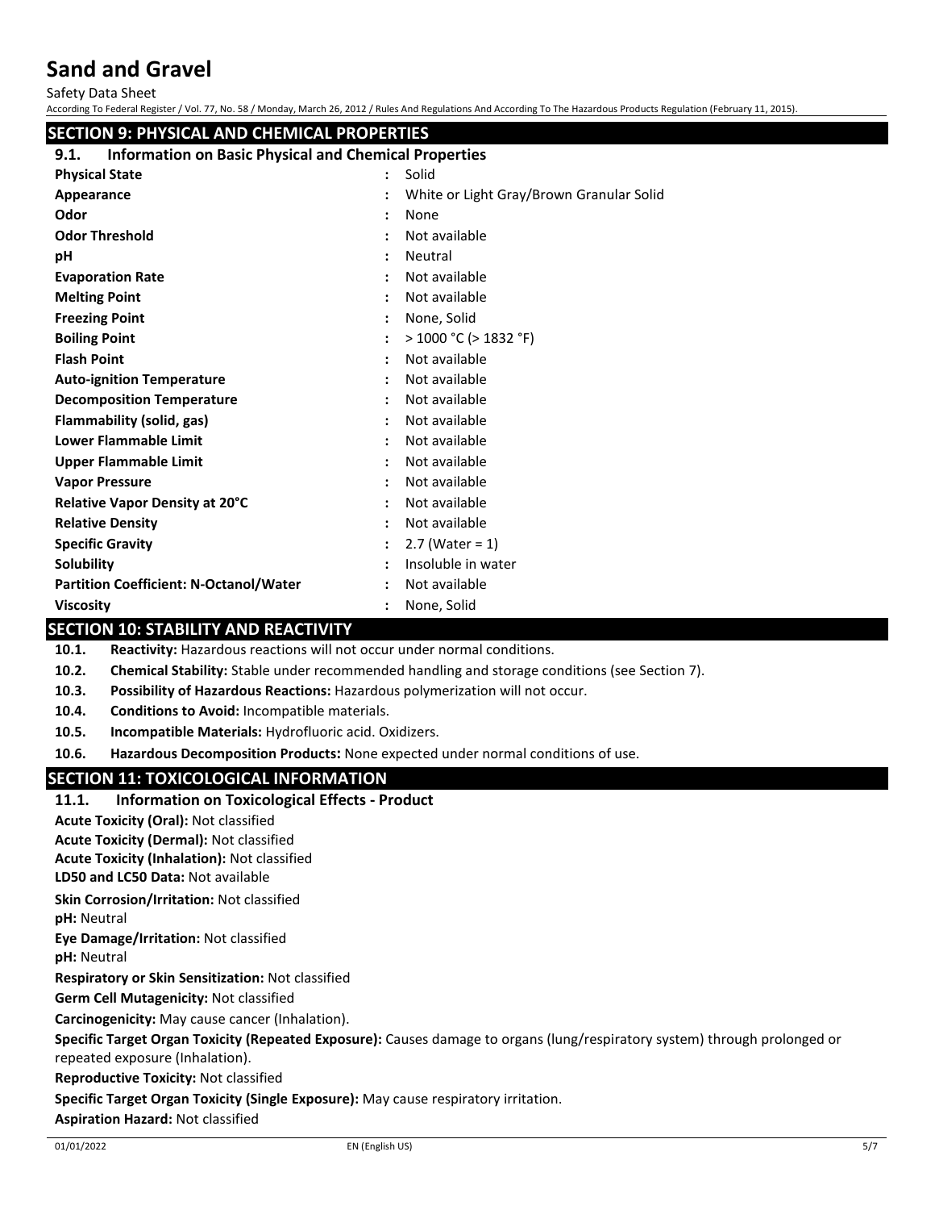## SECTION 9: PHYSICAL AND CHEMICAL PROPERTIES

### 9.1. Information on Basic Physical and Chemical Properties

| | | |
|---|---|---|
| **Physical State** | : | Solid |
| **Appearance** | : | White or Light Gray/Brown Granular Solid |
| **Odor** | : | None |
| **Odor Threshold** | : | Not available |
| **pH** | : | Neutral |
| **Evaporation Rate** | : | Not available |
| **Melting Point** | : | Not available |
| **Freezing Point** | : | None, Solid |
| **Boiling Point** | : | > 1000 °C (> 1832 °F) |
| **Flash Point** | : | Not available |
| **Auto-ignition Temperature** | : | Not available |
| **Decomposition Temperature** | : | Not available |
| **Flammability (solid, gas)** | : | Not available |
| **Lower Flammable Limit** | : | Not available |
| **Upper Flammable Limit** | : | Not available |
| **Vapor Pressure** | : | Not available |
| **Relative Vapor Density at 20°C** | : | Not available |
| **Relative Density** | : | Not available |
| **Specific Gravity** | : | 2.7 (Water = 1) |
| **Solubility** | : | Insoluble in water |
| **Partition Coefficient: N-Octanol/Water** | : | Not available |
| **Viscosity** | : | None, Solid |

## SECTION 10: STABILITY AND REACTIVITY

**10.1. Reactivity:** Hazardous reactions will not occur under normal conditions.

**10.2. Chemical Stability:** Stable under recommended handling and storage conditions (see Section 7).

**10.3. Possibility of Hazardous Reactions:** Hazardous polymerization will not occur.

**10.4. Conditions to Avoid:** Incompatible materials.

**10.5. Incompatible Materials:** Hydrofluoric acid. Oxidizers.

**10.6. Hazardous Decomposition Products:** None expected under normal conditions of use.

## SECTION 11: TOXICOLOGICAL INFORMATION

### 11.1. Information on Toxicological Effects - Product

**Acute Toxicity (Oral):** Not classified

**Acute Toxicity (Dermal):** Not classified

**Acute Toxicity (Inhalation):** Not classified

**LD50 and LC50 Data:** Not available

**Skin Corrosion/Irritation:** Not classified

**pH:** Neutral

**Eye Damage/Irritation:** Not classified

**pH:** Neutral

**Respiratory or Skin Sensitization:** Not classified

**Germ Cell Mutagenicity:** Not classified

**Carcinogenicity:** May cause cancer (Inhalation).

**Specific Target Organ Toxicity (Repeated Exposure):** Causes damage to organs (lung/respiratory system) through prolonged or repeated exposure (Inhalation).

**Reproductive Toxicity:** Not classified

**Specific Target Organ Toxicity (Single Exposure):** May cause respiratory irritation.

**Aspiration Hazard:** Not classified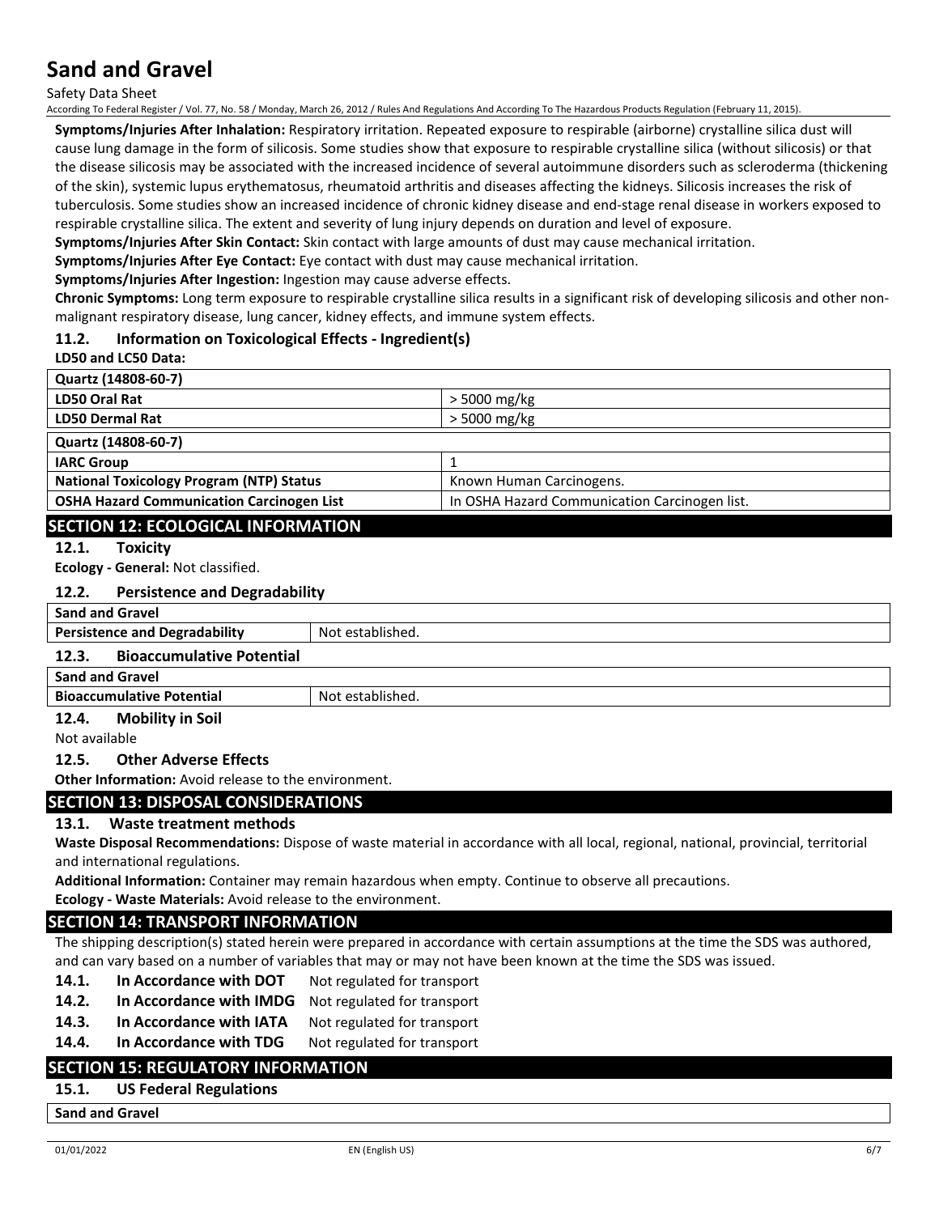**Symptoms/Injuries After Inhalation:** Respiratory irritation. Repeated exposure to respirable (airborne) crystalline silica dust will cause lung damage in the form of silicosis. Some studies show that exposure to respirable crystalline silica (without silicosis) or that the disease silicosis may be associated with the increased incidence of several autoimmune disorders such as scleroderma (thickening of the skin), systemic lupus erythematosus, rheumatoid arthritis and diseases affecting the kidneys. Silicosis increases the risk of tuberculosis. Some studies show an increased incidence of chronic kidney disease and end-stage renal disease in workers exposed to respirable crystalline silica. The extent and severity of lung injury depends on duration and level of exposure.

**Symptoms/Injuries After Skin Contact:** Skin contact with large amounts of dust may cause mechanical irritation.

**Symptoms/Injuries After Eye Contact:** Eye contact with dust may cause mechanical irritation.

**Symptoms/Injuries After Ingestion:** Ingestion may cause adverse effects.

**Chronic Symptoms:** Long term exposure to respirable crystalline silica results in a significant risk of developing silicosis and other non-malignant respiratory disease, lung cancer, kidney effects, and immune system effects.

### 11.2. Information on Toxicological Effects - Ingredient(s)

**LD50 and LC50 Data:**

| Quartz (14808-60-7) | |
|---|---|
| **LD50 Oral Rat** | > 5000 mg/kg |
| **LD50 Dermal Rat** | > 5000 mg/kg |

| Quartz (14808-60-7) | |
|---|---|
| **IARC Group** | 1 |
| **National Toxicology Program (NTP) Status** | Known Human Carcinogens. |
| **OSHA Hazard Communication Carcinogen List** | In OSHA Hazard Communication Carcinogen list. |

## SECTION 12: ECOLOGICAL INFORMATION

### 12.1. Toxicity

**Ecology - General:** Not classified.

### 12.2. Persistence and Degradability

| Sand and Gravel | |
|---|---|
| **Persistence and Degradability** | Not established. |

### 12.3. Bioaccumulative Potential

| Sand and Gravel | |
|---|---|
| **Bioaccumulative Potential** | Not established. |

### 12.4. Mobility in Soil

Not available

### 12.5. Other Adverse Effects

**Other Information:** Avoid release to the environment.

## SECTION 13: DISPOSAL CONSIDERATIONS

### 13.1. Waste treatment methods

**Waste Disposal Recommendations:** Dispose of waste material in accordance with all local, regional, national, provincial, territorial and international regulations.

**Additional Information:** Container may remain hazardous when empty. Continue to observe all precautions.

**Ecology - Waste Materials:** Avoid release to the environment.

## SECTION 14: TRANSPORT INFORMATION

The shipping description(s) stated herein were prepared in accordance with certain assumptions at the time the SDS was authored, and can vary based on a number of variables that may or may not have been known at the time the SDS was issued.

**14.1. In Accordance with DOT** Not regulated for transport

**14.2. In Accordance with IMDG** Not regulated for transport

**14.3. In Accordance with IATA** Not regulated for transport

**14.4. In Accordance with TDG** Not regulated for transport

## SECTION 15: REGULATORY INFORMATION

### 15.1. US Federal Regulations

| Sand and Gravel |
|---|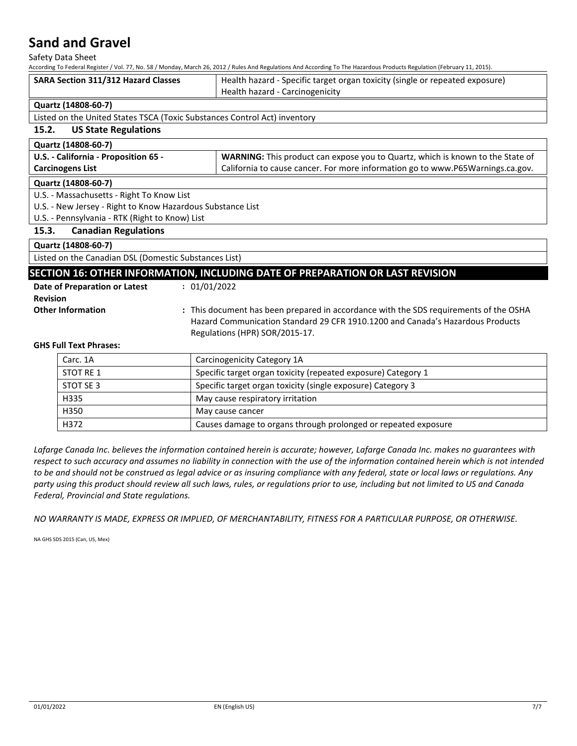| | |
|---|---|
| **SARA Section 311/312 Hazard Classes** | Health hazard - Specific target organ toxicity (single or repeated exposure)<br>Health hazard - Carcinogenicity |

**Quartz (14808-60-7)**

Listed on the United States TSCA (Toxic Substances Control Act) inventory

### 15.2. US State Regulations

**Quartz (14808-60-7)**

| | |
|---|---|
| **U.S. - California - Proposition 65 - Carcinogens List** | **WARNING:** This product can expose you to Quartz, which is known to the State of California to cause cancer. For more information go to www.P65Warnings.ca.gov. |

**Quartz (14808-60-7)**

U.S. - Massachusetts - Right To Know List
U.S. - New Jersey - Right to Know Hazardous Substance List
U.S. - Pennsylvania - RTK (Right to Know) List

### 15.3. Canadian Regulations

**Quartz (14808-60-7)**

Listed on the Canadian DSL (Domestic Substances List)

## SECTION 16: OTHER INFORMATION, INCLUDING DATE OF PREPARATION OR LAST REVISION

**Date of Preparation or Latest Revision** : 01/01/2022

**Other Information** : This document has been prepared in accordance with the SDS requirements of the OSHA Hazard Communication Standard 29 CFR 1910.1200 and Canada's Hazardous Products Regulations (HPR) SOR/2015-17.

**GHS Full Text Phrases:**

| | |
|---|---|
| Carc. 1A | Carcinogenicity Category 1A |
| STOT RE 1 | Specific target organ toxicity (repeated exposure) Category 1 |
| STOT SE 3 | Specific target organ toxicity (single exposure) Category 3 |
| H335 | May cause respiratory irritation |
| H350 | May cause cancer |
| H372 | Causes damage to organs through prolonged or repeated exposure |

*Lafarge Canada Inc. believes the information contained herein is accurate; however, Lafarge Canada Inc. makes no guarantees with respect to such accuracy and assumes no liability in connection with the use of the information contained herein which is not intended to be and should not be construed as legal advice or as insuring compliance with any federal, state or local laws or regulations. Any party using this product should review all such laws, rules, or regulations prior to use, including but not limited to US and Canada Federal, Provincial and State regulations.*

*NO WARRANTY IS MADE, EXPRESS OR IMPLIED, OF MERCHANTABILITY, FITNESS FOR A PARTICULAR PURPOSE, OR OTHERWISE.*

NA GHS SDS 2015 (Can, US, Mex)